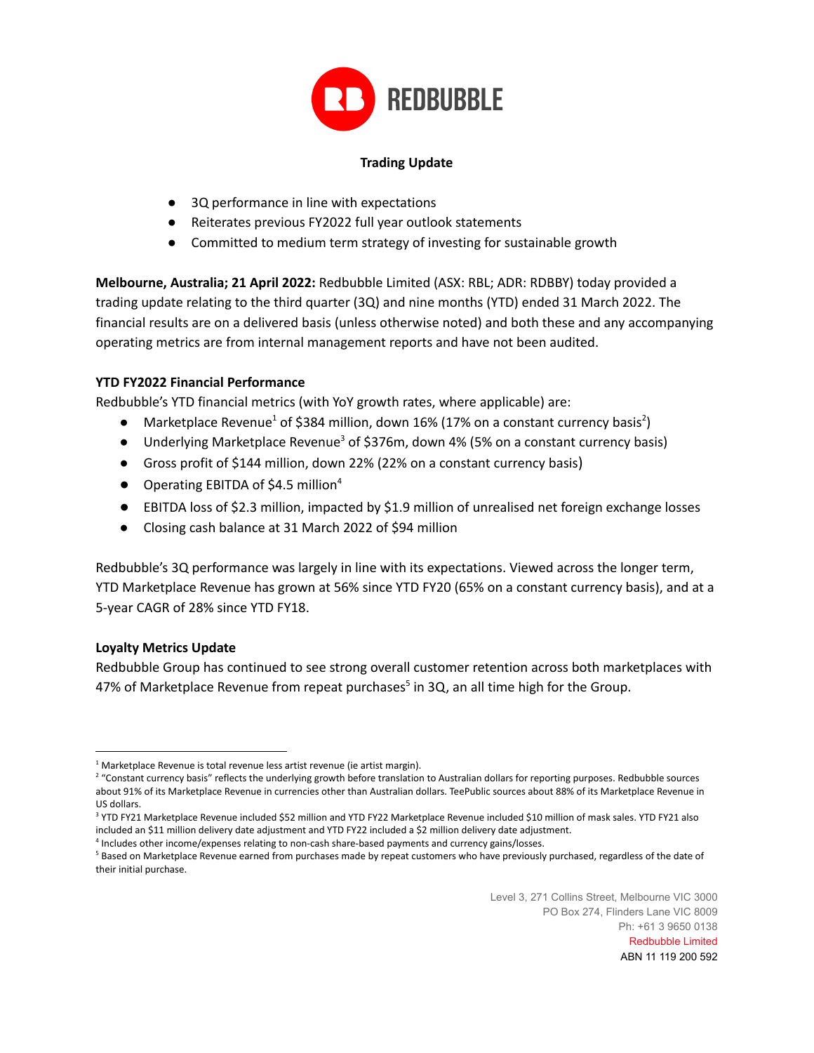REDBUBBLE

## Trading Update

- 3Q performance in line with expectations
- Reiterates previous FY2022 full year outlook statements
- Committed to medium term strategy of investing for sustainable growth

**Melbourne, Australia; 21 April 2022:** Redbubble Limited (ASX: RBL; ADR: RDBBY) today provided a trading update relating to the third quarter (3Q) and nine months (YTD) ended 31 March 2022. The financial results are on a delivered basis (unless otherwise noted) and both these and any accompanying operating metrics are from internal management reports and have not been audited.

### YTD FY2022 Financial Performance

Redbubble's YTD financial metrics (with YoY growth rates, where applicable) are:

- Marketplace Revenue[1] of $384 million, down 16% (17% on a constant currency basis[2])
- Underlying Marketplace Revenue[3] of $376m, down 4% (5% on a constant currency basis)
- Gross profit of $144 million, down 22% (22% on a constant currency basis)
- Operating EBITDA of $4.5 million[4]
- EBITDA loss of $2.3 million, impacted by $1.9 million of unrealised net foreign exchange losses
- Closing cash balance at 31 March 2022 of $94 million

Redbubble's 3Q performance was largely in line with its expectations. Viewed across the longer term, YTD Marketplace Revenue has grown at 56% since YTD FY20 (65% on a constant currency basis), and at a 5-year CAGR of 28% since YTD FY18.

### Loyalty Metrics Update

Redbubble Group has continued to see strong overall customer retention across both marketplaces with 47% of Marketplace Revenue from repeat purchases[5] in 3Q, an all time high for the Group.

---

[1] Marketplace Revenue is total revenue less artist revenue (ie artist margin).

[2] "Constant currency basis" reflects the underlying growth before translation to Australian dollars for reporting purposes. Redbubble sources about 91% of its Marketplace Revenue in currencies other than Australian dollars. TeePublic sources about 88% of its Marketplace Revenue in US dollars.

[3] YTD FY21 Marketplace Revenue included $52 million and YTD FY22 Marketplace Revenue included $10 million of mask sales. YTD FY21 also included an $11 million delivery date adjustment and YTD FY22 included a $2 million delivery date adjustment.

[4] Includes other income/expenses relating to non-cash share-based payments and currency gains/losses.

[5] Based on Marketplace Revenue earned from purchases made by repeat customers who have previously purchased, regardless of the date of their initial purchase.

Level 3, 271 Collins Street, Melbourne VIC 3000
PO Box 274, Flinders Lane VIC 8009
Ph: +61 3 9650 0138
Redbubble Limited
ABN 11 119 200 592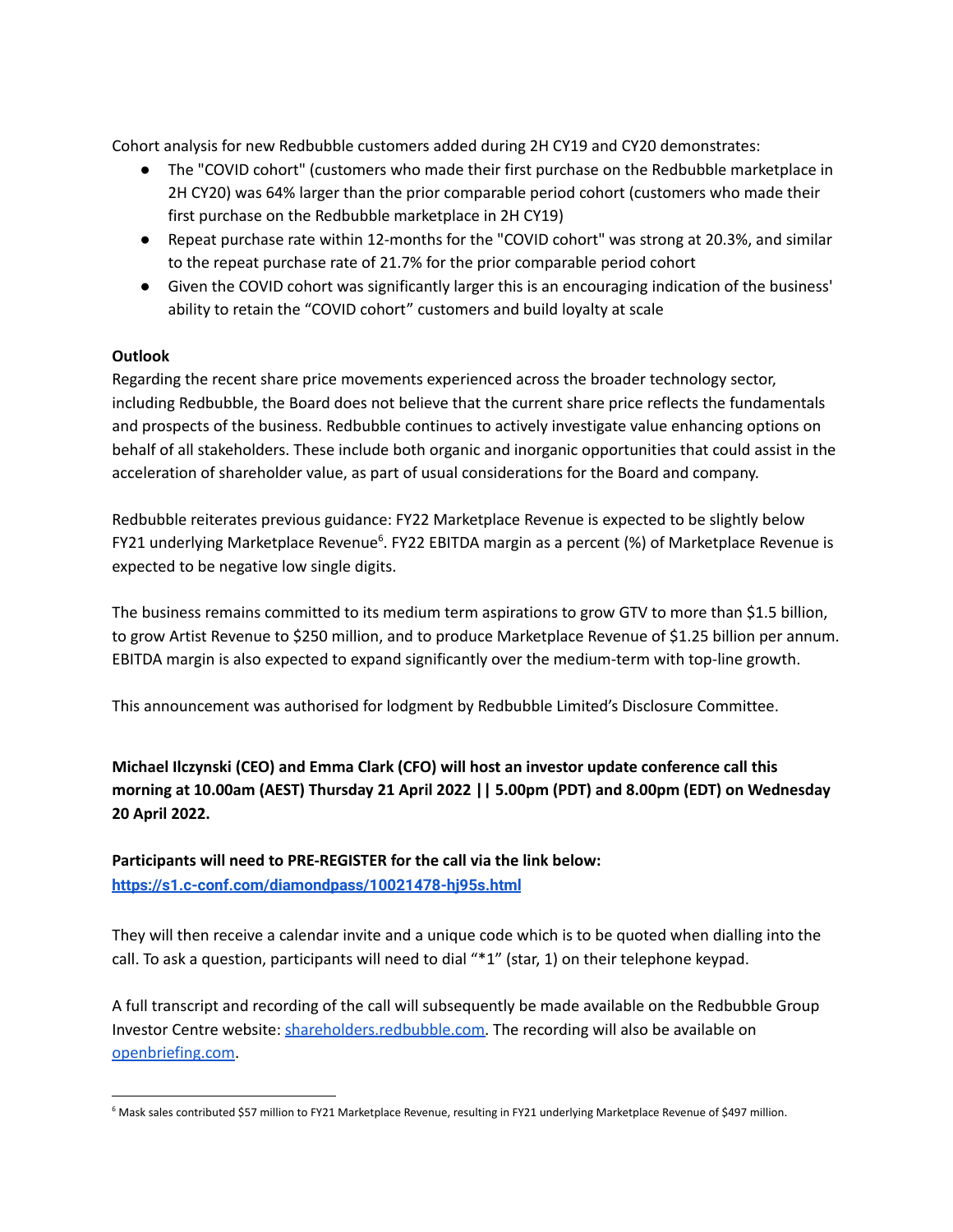Cohort analysis for new Redbubble customers added during 2H CY19 and CY20 demonstrates:

- The "COVID cohort" (customers who made their first purchase on the Redbubble marketplace in 2H CY20) was 64% larger than the prior comparable period cohort (customers who made their first purchase on the Redbubble marketplace in 2H CY19)
- Repeat purchase rate within 12-months for the "COVID cohort" was strong at 20.3%, and similar to the repeat purchase rate of 21.7% for the prior comparable period cohort
- Given the COVID cohort was significantly larger this is an encouraging indication of the business' ability to retain the "COVID cohort" customers and build loyalty at scale

**Outlook**

Regarding the recent share price movements experienced across the broader technology sector, including Redbubble, the Board does not believe that the current share price reflects the fundamentals and prospects of the business. Redbubble continues to actively investigate value enhancing options on behalf of all stakeholders. These include both organic and inorganic opportunities that could assist in the acceleration of shareholder value, as part of usual considerations for the Board and company.

Redbubble reiterates previous guidance: FY22 Marketplace Revenue is expected to be slightly below FY21 underlying Marketplace Revenue[6]. FY22 EBITDA margin as a percent (%) of Marketplace Revenue is expected to be negative low single digits.

The business remains committed to its medium term aspirations to grow GTV to more than $1.5 billion, to grow Artist Revenue to $250 million, and to produce Marketplace Revenue of $1.25 billion per annum. EBITDA margin is also expected to expand significantly over the medium-term with top-line growth.

This announcement was authorised for lodgment by Redbubble Limited's Disclosure Committee.

**Michael Ilczynski (CEO) and Emma Clark (CFO) will host an investor update conference call this morning at 10.00am (AEST) Thursday 21 April 2022 || 5.00pm (PDT) and 8.00pm (EDT) on Wednesday 20 April 2022.**

**Participants will need to PRE-REGISTER for the call via the link below:**
**https://s1.c-conf.com/diamondpass/10021478-hj95s.html**

They will then receive a calendar invite and a unique code which is to be quoted when dialling into the call. To ask a question, participants will need to dial "*1" (star, 1) on their telephone keypad.

A full transcript and recording of the call will subsequently be made available on the Redbubble Group Investor Centre website: shareholders.redbubble.com. The recording will also be available on openbriefing.com.

[6] Mask sales contributed $57 million to FY21 Marketplace Revenue, resulting in FY21 underlying Marketplace Revenue of $497 million.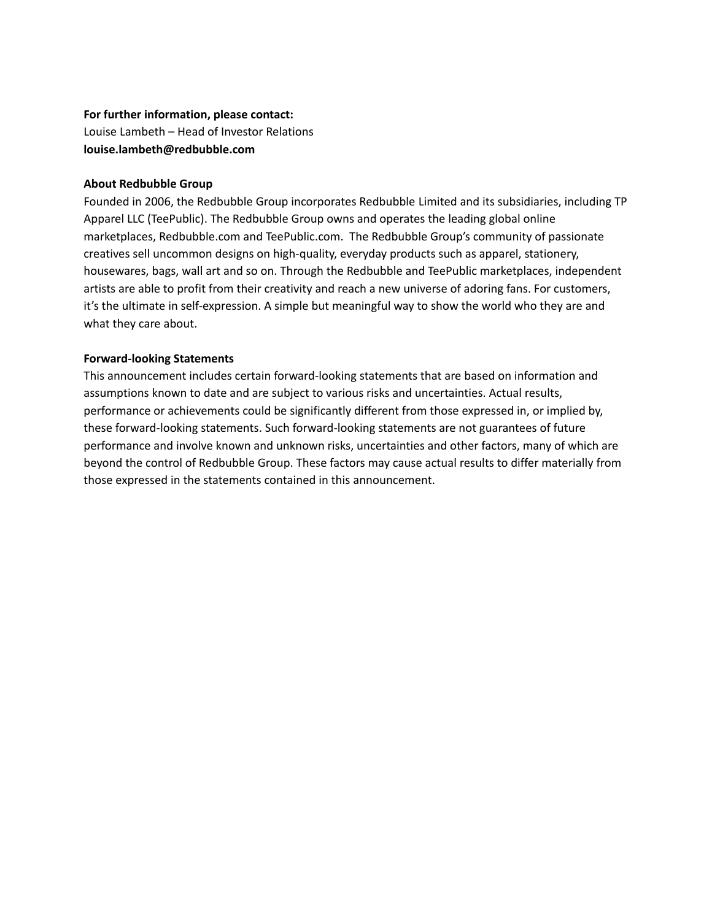**For further information, please contact:**
Louise Lambeth – Head of Investor Relations
**louise.lambeth@redbubble.com**

**About Redbubble Group**

Founded in 2006, the Redbubble Group incorporates Redbubble Limited and its subsidiaries, including TP Apparel LLC (TeePublic). The Redbubble Group owns and operates the leading global online marketplaces, Redbubble.com and TeePublic.com. The Redbubble Group's community of passionate creatives sell uncommon designs on high-quality, everyday products such as apparel, stationery, housewares, bags, wall art and so on. Through the Redbubble and TeePublic marketplaces, independent artists are able to profit from their creativity and reach a new universe of adoring fans. For customers, it's the ultimate in self-expression. A simple but meaningful way to show the world who they are and what they care about.

**Forward-looking Statements**

This announcement includes certain forward-looking statements that are based on information and assumptions known to date and are subject to various risks and uncertainties. Actual results, performance or achievements could be significantly different from those expressed in, or implied by, these forward-looking statements. Such forward-looking statements are not guarantees of future performance and involve known and unknown risks, uncertainties and other factors, many of which are beyond the control of Redbubble Group. These factors may cause actual results to differ materially from those expressed in the statements contained in this announcement.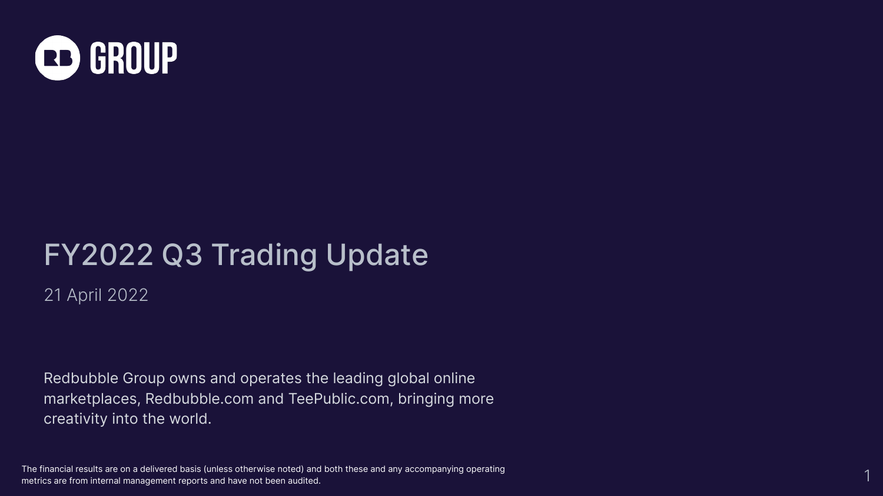RB GROUP

# FY2022 Q3 Trading Update

21 April 2022

Redbubble Group owns and operates the leading global online marketplaces, Redbubble.com and TeePublic.com, bringing more creativity into the world.

The financial results are on a delivered basis (unless otherwise noted) and both these and any accompanying operating metrics are from internal management reports and have not been audited.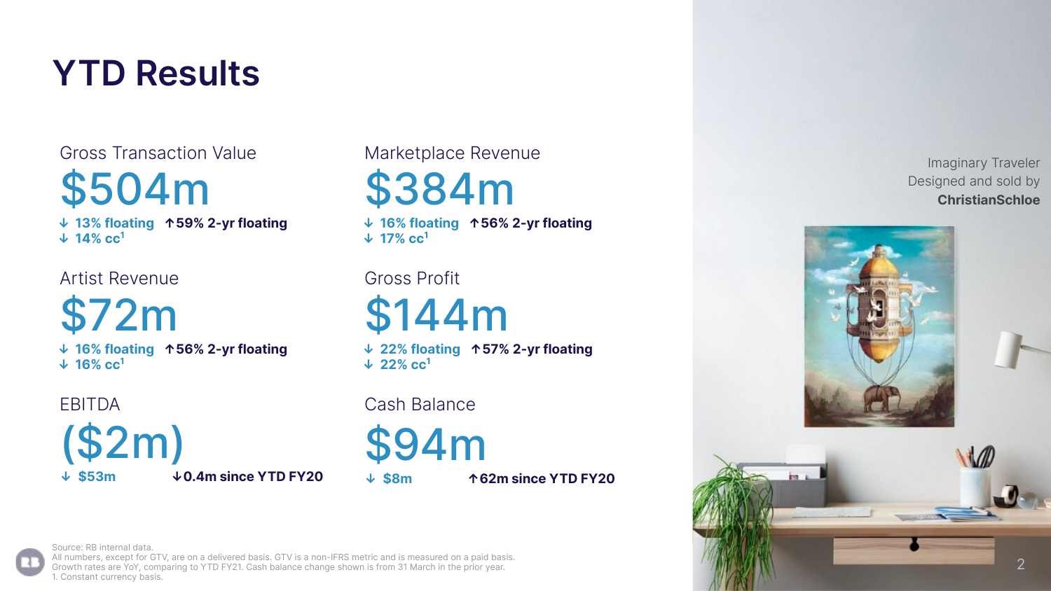# YTD Results

## Gross Transaction Value

**$504m**

↓ 13% floating ↑59% 2-yr floating
↓ 14% cc[1]

## Marketplace Revenue

**$384m**

↓ 16% floating ↑56% 2-yr floating
↓ 17% cc[1]

## Artist Revenue

**$72m**

↓ 16% floating ↑56% 2-yr floating
↓ 16% cc[1]

## Gross Profit

**$144m**

↓ 22% floating ↑57% 2-yr floating
↓ 22% cc[1]

## EBITDA

**($2m)**

↓ $53m ↓0.4m since YTD FY20

## Cash Balance

**$94m**

↓ $8m ↑62m since YTD FY20

Imaginary Traveler
Designed and sold by **ChristianSchloe**

Source: RB internal data.
All numbers, except for GTV, are on a delivered basis. GTV is a non-IFRS metric and is measured on a paid basis.
Growth rates are YoY, comparing to YTD FY21. Cash balance change shown is from 31 March in the prior year.
1. Constant currency basis.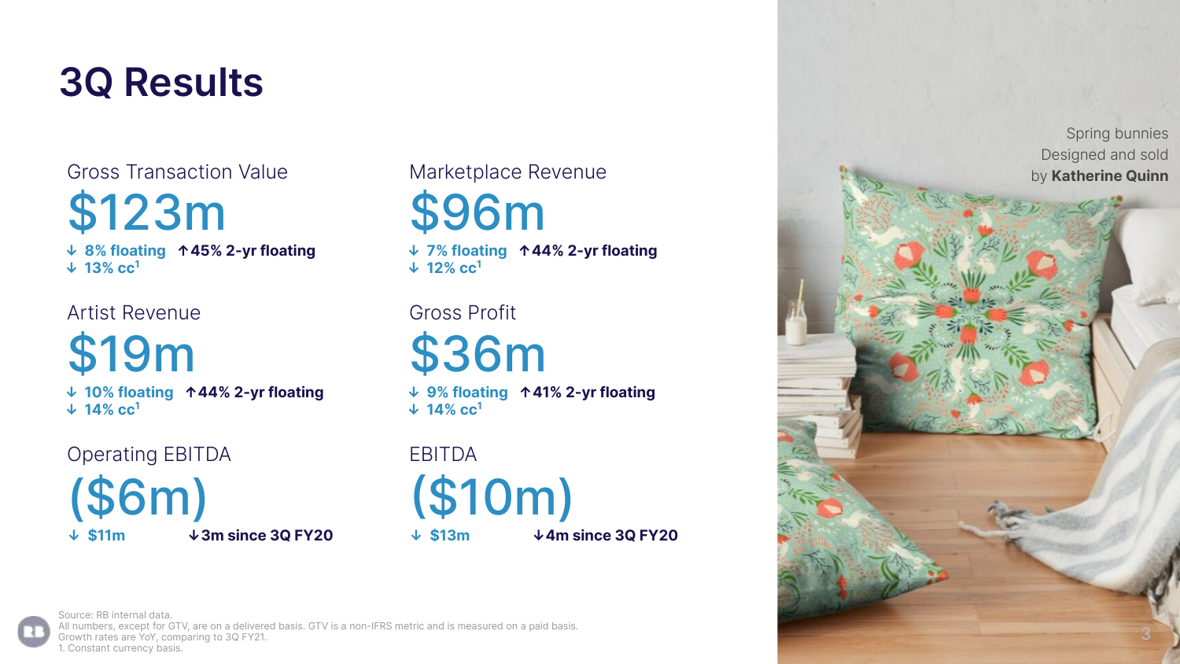# 3Q Results

## Gross Transaction Value

**$123m**

↓ 8% floating ↑45% 2-yr floating
↓ 13% cc[1]

## Marketplace Revenue

**$96m**

↓ 7% floating ↑44% 2-yr floating
↓ 12% cc[1]

## Artist Revenue

**$19m**

↓ 10% floating ↑44% 2-yr floating
↓ 14% cc[1]

## Gross Profit

**$36m**

↓ 9% floating ↑41% 2-yr floating
↓ 14% cc[1]

## Operating EBITDA

**($6m)**

↓ $11m ↓3m since 3Q FY20

## EBITDA

**($10m)**

↓ $13m ↓4m since 3Q FY20

Spring bunnies
Designed and sold
by **Katherine Quinn**

Source: RB internal data.
All numbers, except for GTV, are on a delivered basis. GTV is a non-IFRS metric and is measured on a paid basis.
Growth rates are YoY, comparing to 3Q FY21.
1. Constant currency basis.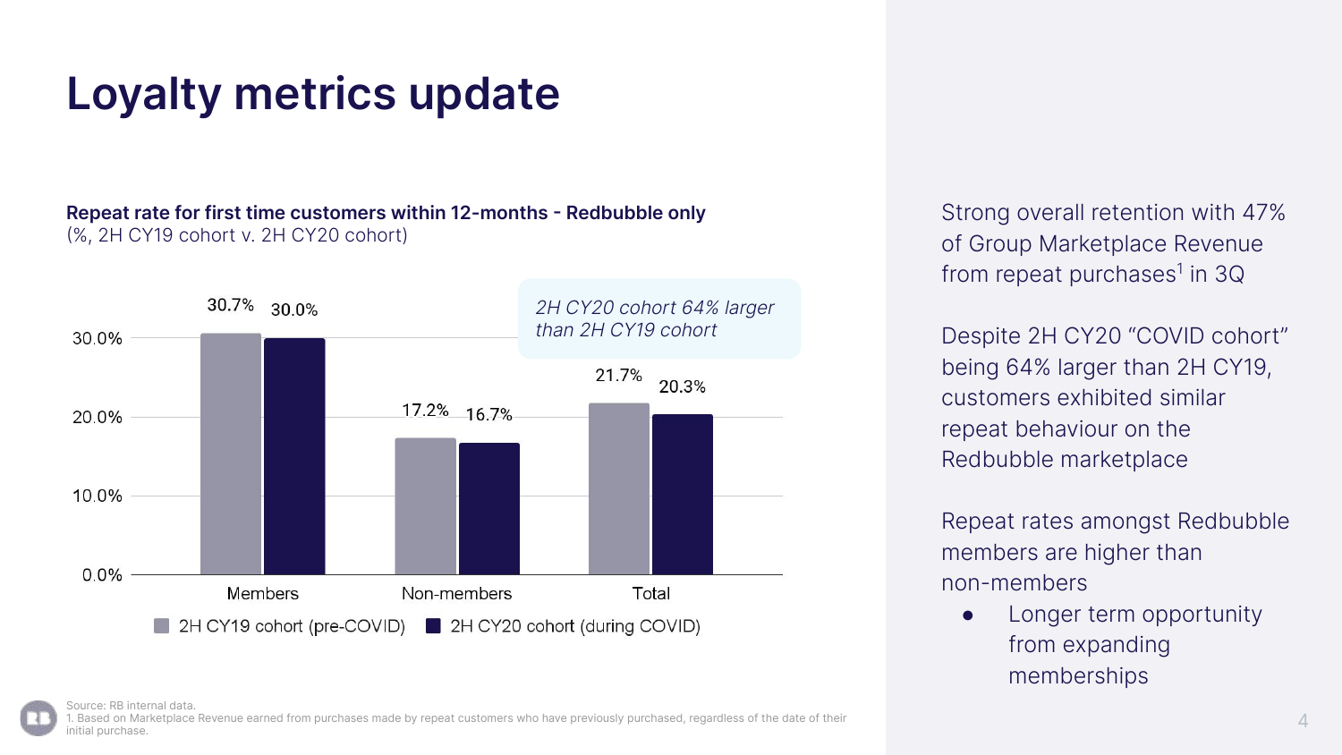# Loyalty metrics update

**Repeat rate for first time customers within 12-months - Redbubble only**
(%, 2H CY19 cohort v. 2H CY20 cohort)

| | 2H CY19 cohort (pre-COVID) | 2H CY20 cohort (during COVID) |
|---|---|---|
| Members | 30.7% | 30.0% |
| Non-members | 17.2% | 16.7% |
| Total | 21.7% | 20.3% |

*2H CY20 cohort 64% larger than 2H CY19 cohort*

Strong overall retention with 47% of Group Marketplace Revenue from repeat purchases[1] in 3Q

Despite 2H CY20 "COVID cohort" being 64% larger than 2H CY19, customers exhibited similar repeat behaviour on the Redbubble marketplace

Repeat rates amongst Redbubble members are higher than non-members

- Longer term opportunity from expanding memberships

Source: RB internal data.
1. Based on Marketplace Revenue earned from purchases made by repeat customers who have previously purchased, regardless of the date of their initial purchase.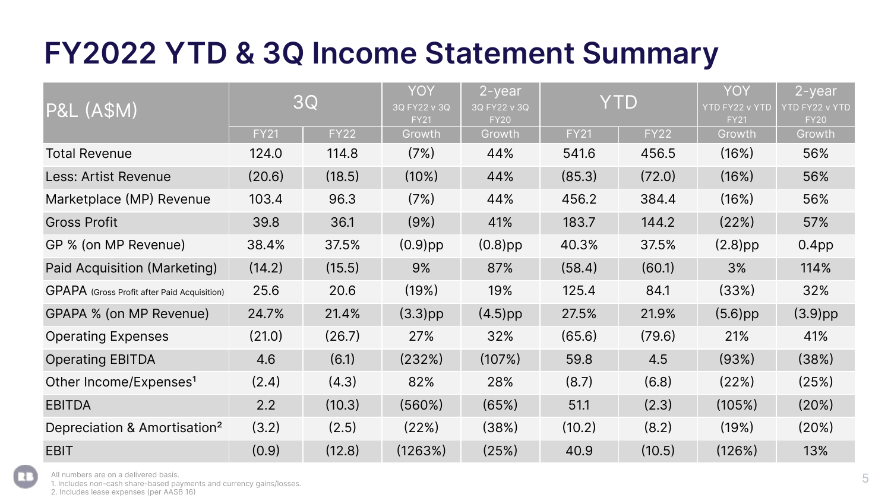# FY2022 YTD & 3Q Income Statement Summary

| P&L (A$M) | 3Q | | YOY 3Q FY22 v 3Q FY21 | 2-year 3Q FY22 v 3Q FY20 | YTD | | YOY YTD FY22 v YTD FY21 | 2-year YTD FY22 v YTD FY20 |
|---|---|---|---|---|---|---|---|---|
| | FY21 | FY22 | Growth | Growth | FY21 | FY22 | Growth | Growth |
| Total Revenue | 124.0 | 114.8 | (7%) | 44% | 541.6 | 456.5 | (16%) | 56% |
| Less: Artist Revenue | (20.6) | (18.5) | (10%) | 44% | (85.3) | (72.0) | (16%) | 56% |
| Marketplace (MP) Revenue | 103.4 | 96.3 | (7%) | 44% | 456.2 | 384.4 | (16%) | 56% |
| Gross Profit | 39.8 | 36.1 | (9%) | 41% | 183.7 | 144.2 | (22%) | 57% |
| GP % (on MP Revenue) | 38.4% | 37.5% | (0.9)pp | (0.8)pp | 40.3% | 37.5% | (2.8)pp | 0.4pp |
| Paid Acquisition (Marketing) | (14.2) | (15.5) | 9% | 87% | (58.4) | (60.1) | 3% | 114% |
| GPAPA (Gross Profit after Paid Acquisition) | 25.6 | 20.6 | (19%) | 19% | 125.4 | 84.1 | (33%) | 32% |
| GPAPA % (on MP Revenue) | 24.7% | 21.4% | (3.3)pp | (4.5)pp | 27.5% | 21.9% | (5.6)pp | (3.9)pp |
| Operating Expenses | (21.0) | (26.7) | 27% | 32% | (65.6) | (79.6) | 21% | 41% |
| Operating EBITDA | 4.6 | (6.1) | (232%) | (107%) | 59.8 | 4.5 | (93%) | (38%) |
| Other Income/Expenses[1] | (2.4) | (4.3) | 82% | 28% | (8.7) | (6.8) | (22%) | (25%) |
| EBITDA | 2.2 | (10.3) | (560%) | (65%) | 51.1 | (2.3) | (105%) | (20%) |
| Depreciation & Amortisation[2] | (3.2) | (2.5) | (22%) | (38%) | (10.2) | (8.2) | (19%) | (20%) |
| EBIT | (0.9) | (12.8) | (1263%) | (25%) | 40.9 | (10.5) | (126%) | 13% |

All numbers are on a delivered basis.
1. Includes non-cash share-based payments and currency gains/losses.
2. Includes lease expenses (per AASB 16)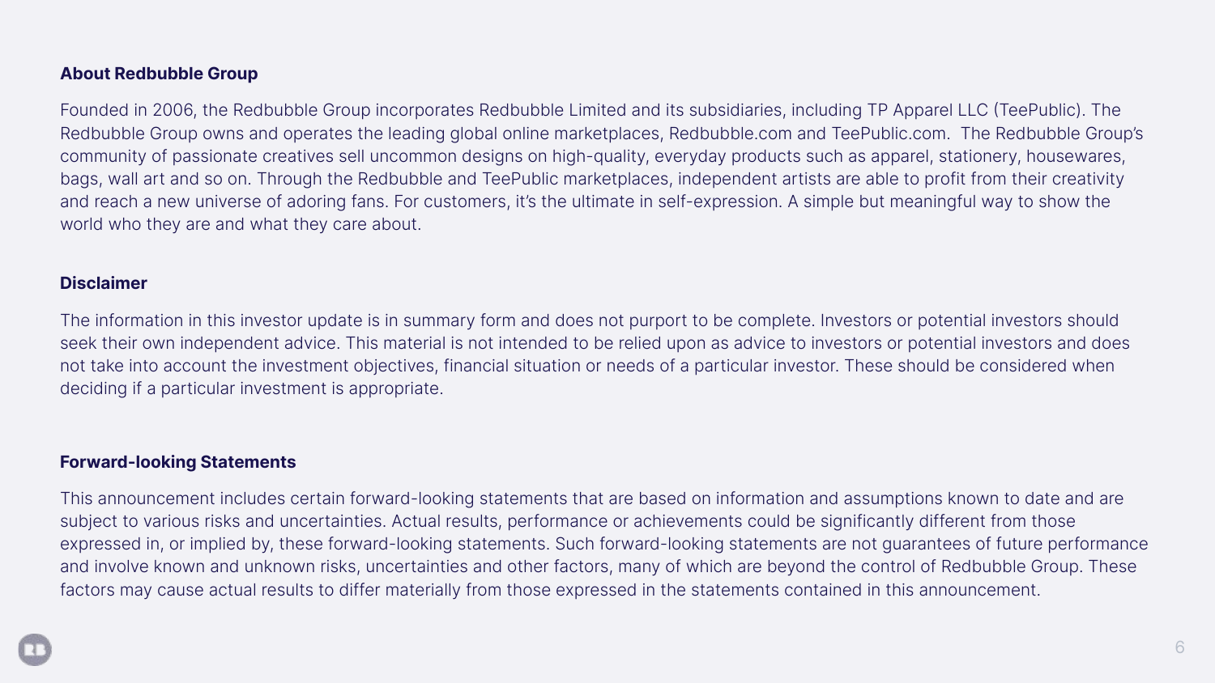## About Redbubble Group

Founded in 2006, the Redbubble Group incorporates Redbubble Limited and its subsidiaries, including TP Apparel LLC (TeePublic). The Redbubble Group owns and operates the leading global online marketplaces, Redbubble.com and TeePublic.com. The Redbubble Group's community of passionate creatives sell uncommon designs on high-quality, everyday products such as apparel, stationery, housewares, bags, wall art and so on. Through the Redbubble and TeePublic marketplaces, independent artists are able to profit from their creativity and reach a new universe of adoring fans. For customers, it's the ultimate in self-expression. A simple but meaningful way to show the world who they are and what they care about.

## Disclaimer

The information in this investor update is in summary form and does not purport to be complete. Investors or potential investors should seek their own independent advice. This material is not intended to be relied upon as advice to investors or potential investors and does not take into account the investment objectives, financial situation or needs of a particular investor. These should be considered when deciding if a particular investment is appropriate.

## Forward-looking Statements

This announcement includes certain forward-looking statements that are based on information and assumptions known to date and are subject to various risks and uncertainties. Actual results, performance or achievements could be significantly different from those expressed in, or implied by, these forward-looking statements. Such forward-looking statements are not guarantees of future performance and involve known and unknown risks, uncertainties and other factors, many of which are beyond the control of Redbubble Group. These factors may cause actual results to differ materially from those expressed in the statements contained in this announcement.